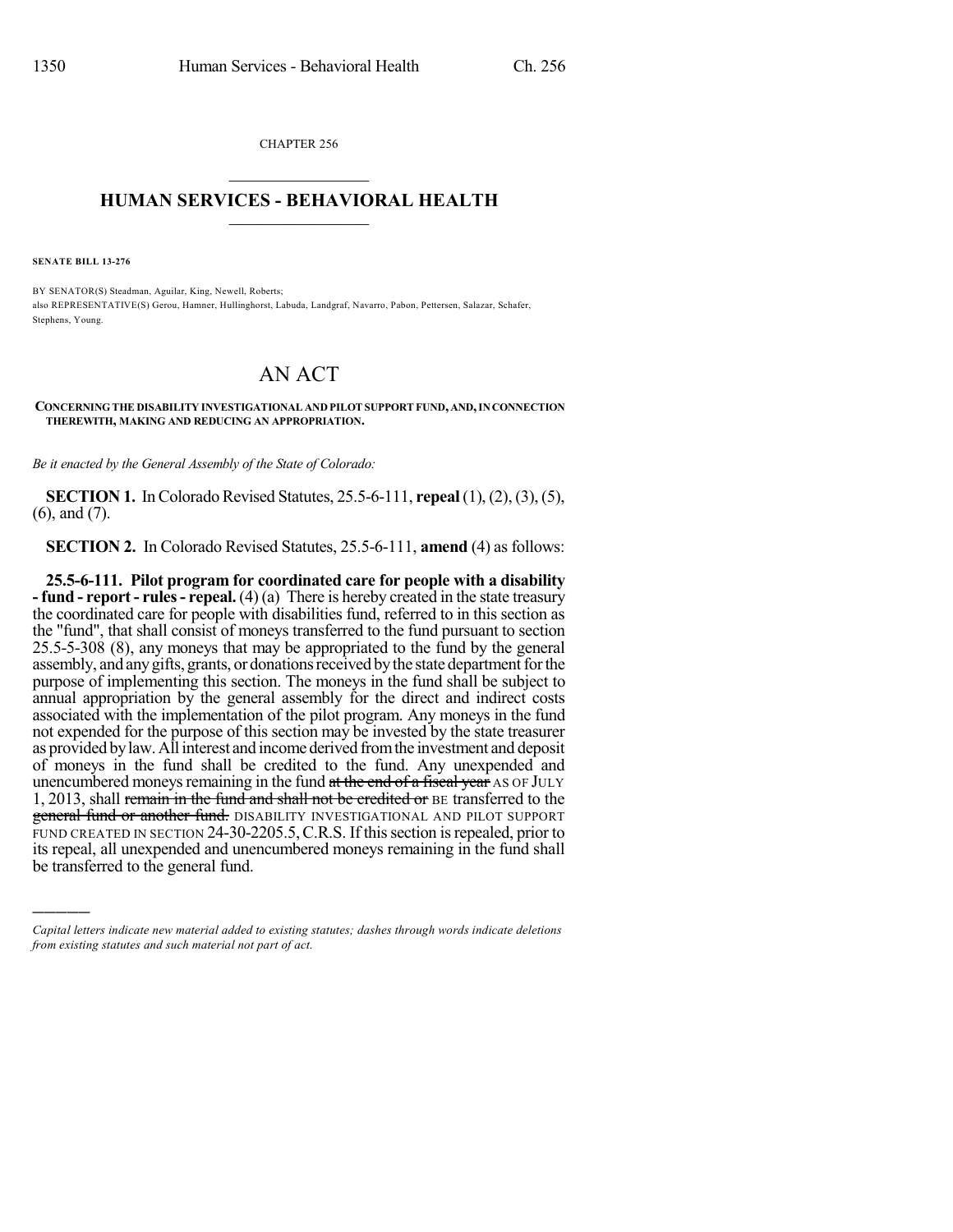CHAPTER 256

## HUMAN SERVICES - BEHAVIORAL HEALTH

**SENATE BILL 13-276**

BY SENATOR(S) Steadman, Aguilar, King, Newell, Roberts;
also REPRESENTATIVE(S) Gerou, Hamner, Hullinghorst, Labuda, Landgraf, Navarro, Pabon, Pettersen, Salazar, Schafer, Stephens, Young.

# AN ACT

**CONCERNING THE DISABILITY INVESTIGATIONAL AND PILOT SUPPORT FUND, AND, IN CONNECTION THEREWITH, MAKING AND REDUCING AN APPROPRIATION.**

*Be it enacted by the General Assembly of the State of Colorado:*

**SECTION 1.** In Colorado Revised Statutes, 25.5-6-111, **repeal** (1), (2), (3), (5), (6), and (7).

**SECTION 2.** In Colorado Revised Statutes, 25.5-6-111, **amend** (4) as follows:

**25.5-6-111. Pilot program for coordinated care for people with a disability - fund - report - rules - repeal.** (4) (a) There is hereby created in the state treasury the coordinated care for people with disabilities fund, referred to in this section as the "fund", that shall consist of moneys transferred to the fund pursuant to section 25.5-5-308 (8), any moneys that may be appropriated to the fund by the general assembly, and any gifts, grants, or donations received by the state department for the purpose of implementing this section. The moneys in the fund shall be subject to annual appropriation by the general assembly for the direct and indirect costs associated with the implementation of the pilot program. Any moneys in the fund not expended for the purpose of this section may be invested by the state treasurer as provided by law. All interest and income derived from the investment and deposit of moneys in the fund shall be credited to the fund. Any unexpended and unencumbered moneys remaining in the fund ~~at the end of a fiscal year~~ AS OF JULY 1, 2013, shall ~~remain in the fund and shall not be credited or~~ BE transferred to the ~~general fund or another fund.~~ DISABILITY INVESTIGATIONAL AND PILOT SUPPORT FUND CREATED IN SECTION 24-30-2205.5, C.R.S. If this section is repealed, prior to its repeal, all unexpended and unencumbered moneys remaining in the fund shall be transferred to the general fund.

---

*Capital letters indicate new material added to existing statutes; dashes through words indicate deletions from existing statutes and such material not part of act.*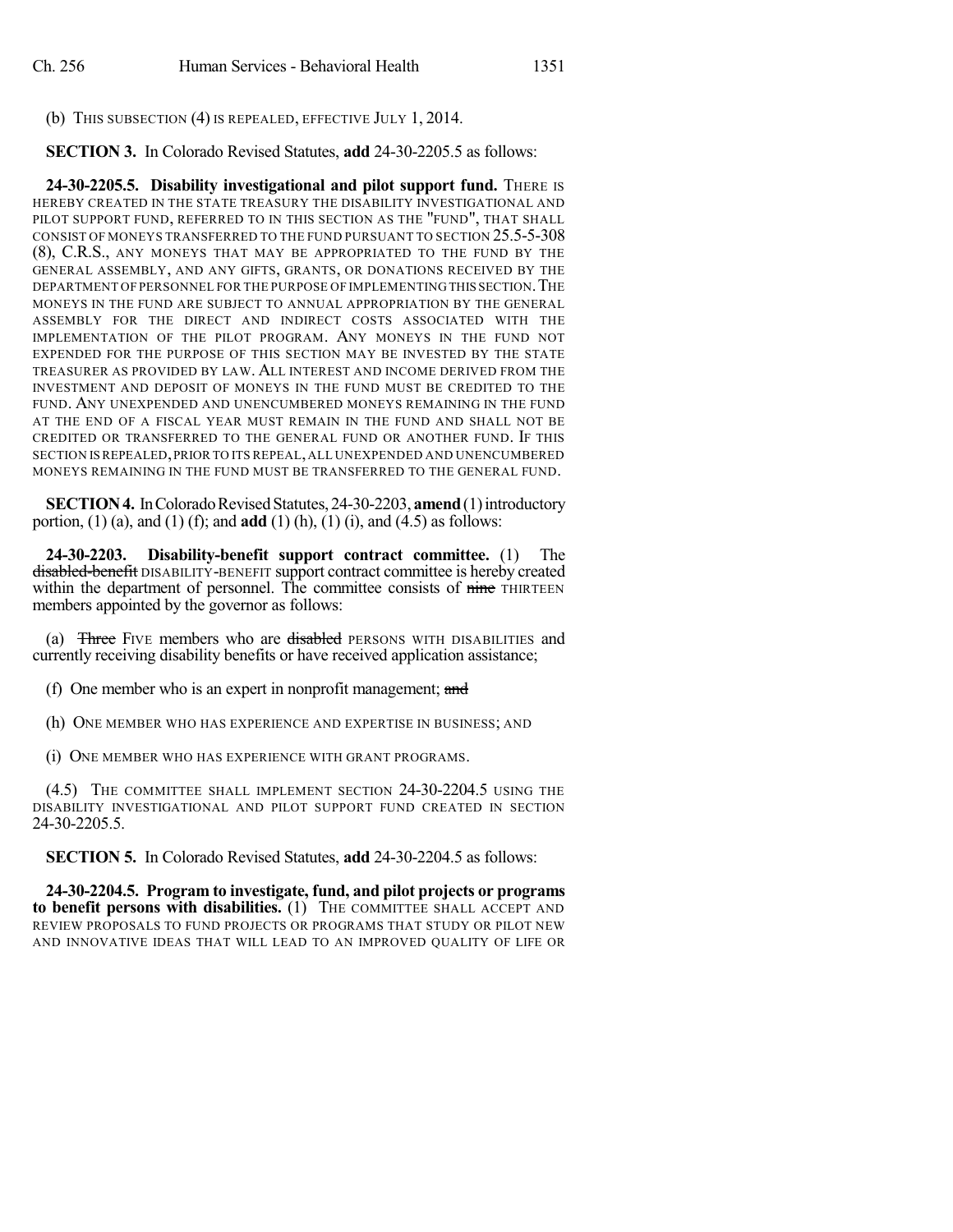(b) THIS SUBSECTION (4) IS REPEALED, EFFECTIVE JULY 1, 2014.

**SECTION 3.** In Colorado Revised Statutes, **add** 24-30-2205.5 as follows:

**24-30-2205.5. Disability investigational and pilot support fund.** THERE IS HEREBY CREATED IN THE STATE TREASURY THE DISABILITY INVESTIGATIONAL AND PILOT SUPPORT FUND, REFERRED TO IN THIS SECTION AS THE "FUND", THAT SHALL CONSIST OF MONEYS TRANSFERRED TO THE FUND PURSUANT TO SECTION 25.5-5-308 (8), C.R.S., ANY MONEYS THAT MAY BE APPROPRIATED TO THE FUND BY THE GENERAL ASSEMBLY, AND ANY GIFTS, GRANTS, OR DONATIONS RECEIVED BY THE DEPARTMENT OF PERSONNEL FOR THE PURPOSE OF IMPLEMENTING THIS SECTION. THE MONEYS IN THE FUND ARE SUBJECT TO ANNUAL APPROPRIATION BY THE GENERAL ASSEMBLY FOR THE DIRECT AND INDIRECT COSTS ASSOCIATED WITH THE IMPLEMENTATION OF THE PILOT PROGRAM. ANY MONEYS IN THE FUND NOT EXPENDED FOR THE PURPOSE OF THIS SECTION MAY BE INVESTED BY THE STATE TREASURER AS PROVIDED BY LAW. ALL INTEREST AND INCOME DERIVED FROM THE INVESTMENT AND DEPOSIT OF MONEYS IN THE FUND MUST BE CREDITED TO THE FUND. ANY UNEXPENDED AND UNENCUMBERED MONEYS REMAINING IN THE FUND AT THE END OF A FISCAL YEAR MUST REMAIN IN THE FUND AND SHALL NOT BE CREDITED OR TRANSFERRED TO THE GENERAL FUND OR ANOTHER FUND. IF THIS SECTION IS REPEALED, PRIOR TO ITS REPEAL, ALL UNEXPENDED AND UNENCUMBERED MONEYS REMAINING IN THE FUND MUST BE TRANSFERRED TO THE GENERAL FUND.

**SECTION 4.** In Colorado Revised Statutes, 24-30-2203, **amend** (1) introductory portion, (1) (a), and (1) (f); and **add** (1) (h), (1) (i), and (4.5) as follows:

**24-30-2203. Disability-benefit support contract committee.** (1) The ~~disabled-benefit~~ DISABILITY-BENEFIT support contract committee is hereby created within the department of personnel. The committee consists of ~~nine~~ THIRTEEN members appointed by the governor as follows:

(a) ~~Three~~ FIVE members who are ~~disabled~~ PERSONS WITH DISABILITIES and currently receiving disability benefits or have received application assistance;

(f) One member who is an expert in nonprofit management; ~~and~~

(h) ONE MEMBER WHO HAS EXPERIENCE AND EXPERTISE IN BUSINESS; AND

(i) ONE MEMBER WHO HAS EXPERIENCE WITH GRANT PROGRAMS.

(4.5) THE COMMITTEE SHALL IMPLEMENT SECTION 24-30-2204.5 USING THE DISABILITY INVESTIGATIONAL AND PILOT SUPPORT FUND CREATED IN SECTION 24-30-2205.5.

**SECTION 5.** In Colorado Revised Statutes, **add** 24-30-2204.5 as follows:

**24-30-2204.5. Program to investigate, fund, and pilot projects or programs to benefit persons with disabilities.** (1) THE COMMITTEE SHALL ACCEPT AND REVIEW PROPOSALS TO FUND PROJECTS OR PROGRAMS THAT STUDY OR PILOT NEW AND INNOVATIVE IDEAS THAT WILL LEAD TO AN IMPROVED QUALITY OF LIFE OR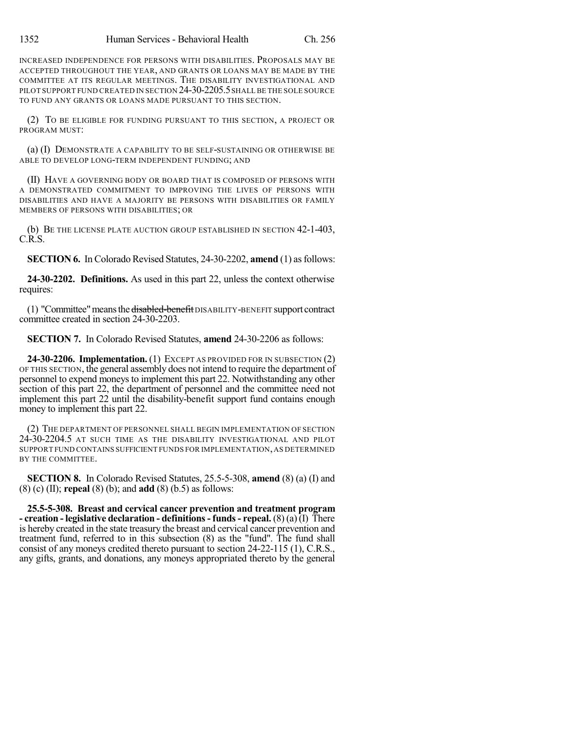INCREASED INDEPENDENCE FOR PERSONS WITH DISABILITIES. PROPOSALS MAY BE ACCEPTED THROUGHOUT THE YEAR, AND GRANTS OR LOANS MAY BE MADE BY THE COMMITTEE AT ITS REGULAR MEETINGS. THE DISABILITY INVESTIGATIONAL AND PILOT SUPPORT FUND CREATED IN SECTION 24-30-2205.5 SHALL BE THE SOLE SOURCE TO FUND ANY GRANTS OR LOANS MADE PURSUANT TO THIS SECTION.

(2) TO BE ELIGIBLE FOR FUNDING PURSUANT TO THIS SECTION, A PROJECT OR PROGRAM MUST:

(a) (I) DEMONSTRATE A CAPABILITY TO BE SELF-SUSTAINING OR OTHERWISE BE ABLE TO DEVELOP LONG-TERM INDEPENDENT FUNDING; AND

(II) HAVE A GOVERNING BODY OR BOARD THAT IS COMPOSED OF PERSONS WITH A DEMONSTRATED COMMITMENT TO IMPROVING THE LIVES OF PERSONS WITH DISABILITIES AND HAVE A MAJORITY BE PERSONS WITH DISABILITIES OR FAMILY MEMBERS OF PERSONS WITH DISABILITIES; OR

(b) BE THE LICENSE PLATE AUCTION GROUP ESTABLISHED IN SECTION 42-1-403, C.R.S.

**SECTION 6.** In Colorado Revised Statutes, 24-30-2202, **amend** (1) as follows:

**24-30-2202. Definitions.** As used in this part 22, unless the context otherwise requires:

(1) "Committee" means the ~~disabled-benefit~~ DISABILITY-BENEFIT support contract committee created in section 24-30-2203.

**SECTION 7.** In Colorado Revised Statutes, **amend** 24-30-2206 as follows:

**24-30-2206. Implementation.** (1) EXCEPT AS PROVIDED FOR IN SUBSECTION (2) OF THIS SECTION, the general assembly does not intend to require the department of personnel to expend moneys to implement this part 22. Notwithstanding any other section of this part 22, the department of personnel and the committee need not implement this part 22 until the disability-benefit support fund contains enough money to implement this part 22.

(2) THE DEPARTMENT OF PERSONNEL SHALL BEGIN IMPLEMENTATION OF SECTION 24-30-2204.5 AT SUCH TIME AS THE DISABILITY INVESTIGATIONAL AND PILOT SUPPORT FUND CONTAINS SUFFICIENT FUNDS FOR IMPLEMENTATION, AS DETERMINED BY THE COMMITTEE.

**SECTION 8.** In Colorado Revised Statutes, 25.5-5-308, **amend** (8) (a) (I) and (8) (c) (II); **repeal** (8) (b); and **add** (8) (b.5) as follows:

**25.5-5-308. Breast and cervical cancer prevention and treatment program - creation - legislative declaration - definitions - funds - repeal.** (8) (a) (I) There is hereby created in the state treasury the breast and cervical cancer prevention and treatment fund, referred to in this subsection (8) as the "fund". The fund shall consist of any moneys credited thereto pursuant to section 24-22-115 (1), C.R.S., any gifts, grants, and donations, any moneys appropriated thereto by the general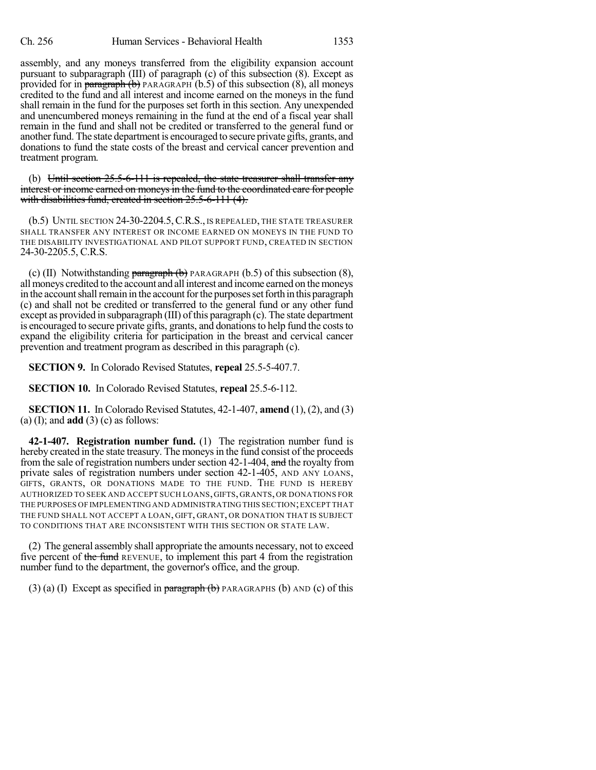assembly, and any moneys transferred from the eligibility expansion account pursuant to subparagraph (III) of paragraph (c) of this subsection (8). Except as provided for in ~~paragraph (b)~~ PARAGRAPH (b.5) of this subsection (8), all moneys credited to the fund and all interest and income earned on the moneys in the fund shall remain in the fund for the purposes set forth in this section. Any unexpended and unencumbered moneys remaining in the fund at the end of a fiscal year shall remain in the fund and shall not be credited or transferred to the general fund or another fund. The state department is encouraged to secure private gifts, grants, and donations to fund the state costs of the breast and cervical cancer prevention and treatment program.

(b) ~~Until section 25.5-6-111 is repealed, the state treasurer shall transfer any interest or income earned on moneys in the fund to the coordinated care for people with disabilities fund, created in section 25.5-6-111 (4).~~

(b.5) UNTIL SECTION 24-30-2204.5, C.R.S., IS REPEALED, THE STATE TREASURER SHALL TRANSFER ANY INTEREST OR INCOME EARNED ON MONEYS IN THE FUND TO THE DISABILITY INVESTIGATIONAL AND PILOT SUPPORT FUND, CREATED IN SECTION 24-30-2205.5, C.R.S.

(c) (II) Notwithstanding ~~paragraph (b)~~ PARAGRAPH (b.5) of this subsection (8), all moneys credited to the account and all interest and income earned on the moneys in the account shall remain in the account for the purposes set forth in this paragraph (c) and shall not be credited or transferred to the general fund or any other fund except as provided in subparagraph (III) of this paragraph (c). The state department is encouraged to secure private gifts, grants, and donations to help fund the costs to expand the eligibility criteria for participation in the breast and cervical cancer prevention and treatment program as described in this paragraph (c).

**SECTION 9.** In Colorado Revised Statutes, **repeal** 25.5-5-407.7.

**SECTION 10.** In Colorado Revised Statutes, **repeal** 25.5-6-112.

**SECTION 11.** In Colorado Revised Statutes, 42-1-407, **amend** (1), (2), and (3) (a) (I); and **add** (3) (c) as follows:

**42-1-407. Registration number fund.** (1) The registration number fund is hereby created in the state treasury. The moneys in the fund consist of the proceeds from the sale of registration numbers under section 42-1-404, ~~and~~ the royalty from private sales of registration numbers under section 42-1-405, AND ANY LOANS, GIFTS, GRANTS, OR DONATIONS MADE TO THE FUND. THE FUND IS HEREBY AUTHORIZED TO SEEK AND ACCEPT SUCH LOANS, GIFTS, GRANTS, OR DONATIONS FOR THE PURPOSES OF IMPLEMENTING AND ADMINISTRATING THIS SECTION; EXCEPT THAT THE FUND SHALL NOT ACCEPT A LOAN, GIFT, GRANT, OR DONATION THAT IS SUBJECT TO CONDITIONS THAT ARE INCONSISTENT WITH THIS SECTION OR STATE LAW.

(2) The general assembly shall appropriate the amounts necessary, not to exceed five percent of ~~the fund~~ REVENUE, to implement this part 4 from the registration number fund to the department, the governor's office, and the group.

(3) (a) (I) Except as specified in ~~paragraph (b)~~ PARAGRAPHS (b) AND (c) of this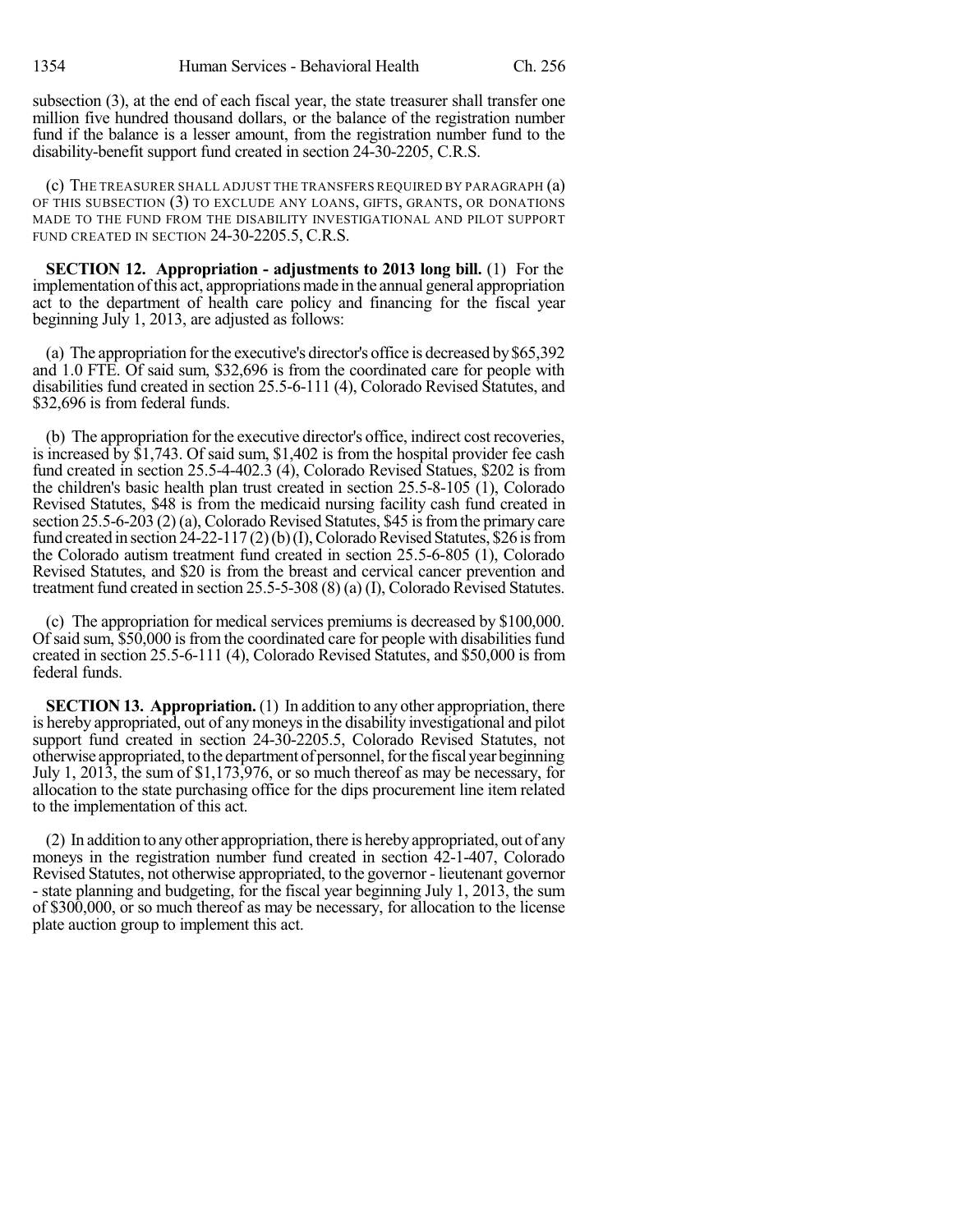subsection (3), at the end of each fiscal year, the state treasurer shall transfer one million five hundred thousand dollars, or the balance of the registration number fund if the balance is a lesser amount, from the registration number fund to the disability-benefit support fund created in section 24-30-2205, C.R.S.

(c) THE TREASURER SHALL ADJUST THE TRANSFERS REQUIRED BY PARAGRAPH (a) OF THIS SUBSECTION (3) TO EXCLUDE ANY LOANS, GIFTS, GRANTS, OR DONATIONS MADE TO THE FUND FROM THE DISABILITY INVESTIGATIONAL AND PILOT SUPPORT FUND CREATED IN SECTION 24-30-2205.5, C.R.S.

**SECTION 12. Appropriation - adjustments to 2013 long bill.** (1) For the implementation of this act, appropriations made in the annual general appropriation act to the department of health care policy and financing for the fiscal year beginning July 1, 2013, are adjusted as follows:

(a) The appropriation for the executive's director's office is decreased by $65,392 and 1.0 FTE. Of said sum, $32,696 is from the coordinated care for people with disabilities fund created in section 25.5-6-111 (4), Colorado Revised Statutes, and $32,696 is from federal funds.

(b) The appropriation for the executive director's office, indirect cost recoveries, is increased by $1,743. Of said sum, $1,402 is from the hospital provider fee cash fund created in section 25.5-4-402.3 (4), Colorado Revised Statues, $202 is from the children's basic health plan trust created in section 25.5-8-105 (1), Colorado Revised Statutes, $48 is from the medicaid nursing facility cash fund created in section 25.5-6-203 (2) (a), Colorado Revised Statutes, $45 is from the primary care fund created in section 24-22-117 (2) (b) (I), Colorado Revised Statutes, $26 is from the Colorado autism treatment fund created in section 25.5-6-805 (1), Colorado Revised Statutes, and $20 is from the breast and cervical cancer prevention and treatment fund created in section 25.5-5-308 (8) (a) (I), Colorado Revised Statutes.

(c) The appropriation for medical services premiums is decreased by $100,000. Of said sum, $50,000 is from the coordinated care for people with disabilities fund created in section 25.5-6-111 (4), Colorado Revised Statutes, and $50,000 is from federal funds.

**SECTION 13. Appropriation.** (1) In addition to any other appropriation, there is hereby appropriated, out of any moneys in the disability investigational and pilot support fund created in section 24-30-2205.5, Colorado Revised Statutes, not otherwise appropriated, to the department of personnel, for the fiscal year beginning July 1, 2013, the sum of $1,173,976, or so much thereof as may be necessary, for allocation to the state purchasing office for the dips procurement line item related to the implementation of this act.

(2) In addition to any other appropriation, there is hereby appropriated, out of any moneys in the registration number fund created in section 42-1-407, Colorado Revised Statutes, not otherwise appropriated, to the governor - lieutenant governor - state planning and budgeting, for the fiscal year beginning July 1, 2013, the sum of $300,000, or so much thereof as may be necessary, for allocation to the license plate auction group to implement this act.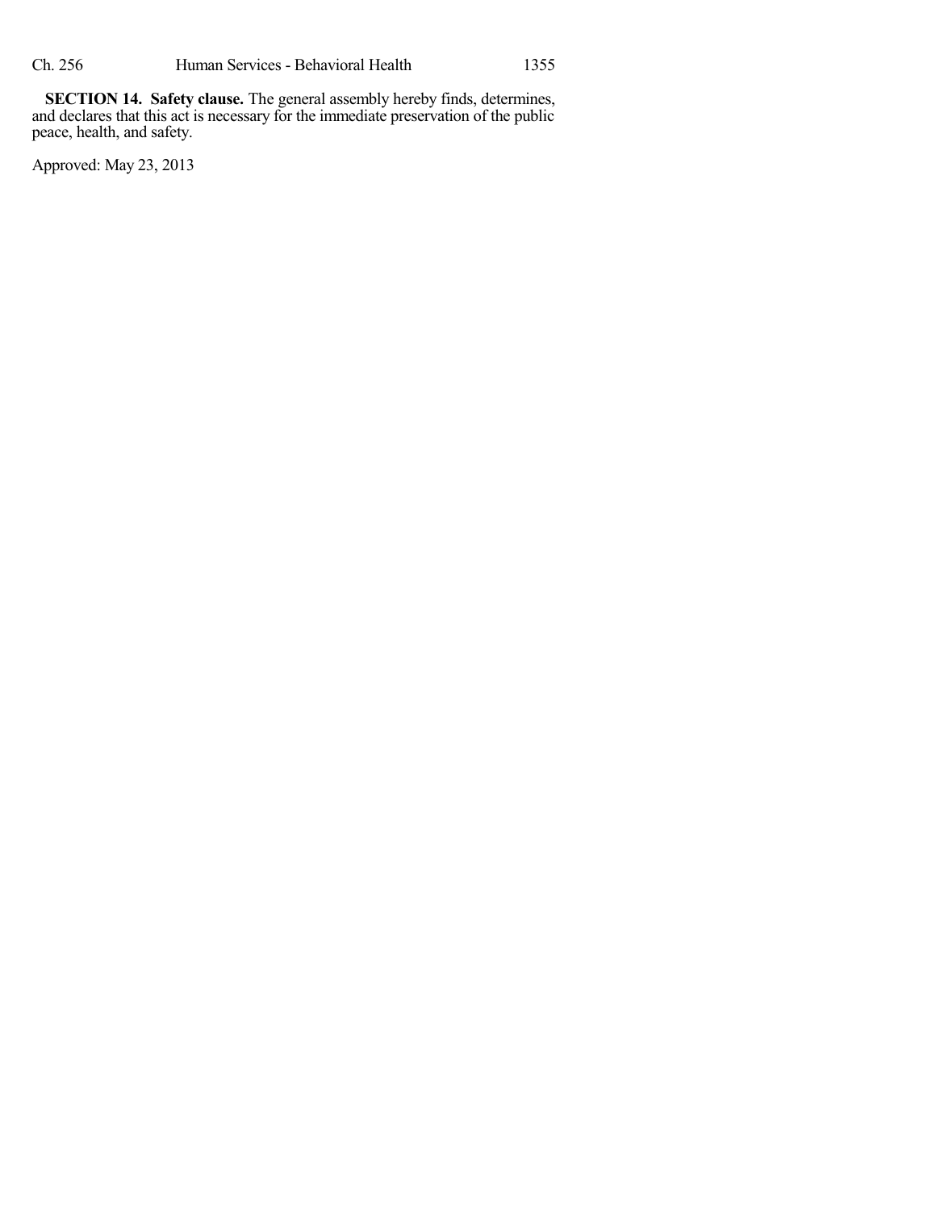**SECTION 14. Safety clause.** The general assembly hereby finds, determines, and declares that this act is necessary for the immediate preservation of the public peace, health, and safety.

Approved: May 23, 2013